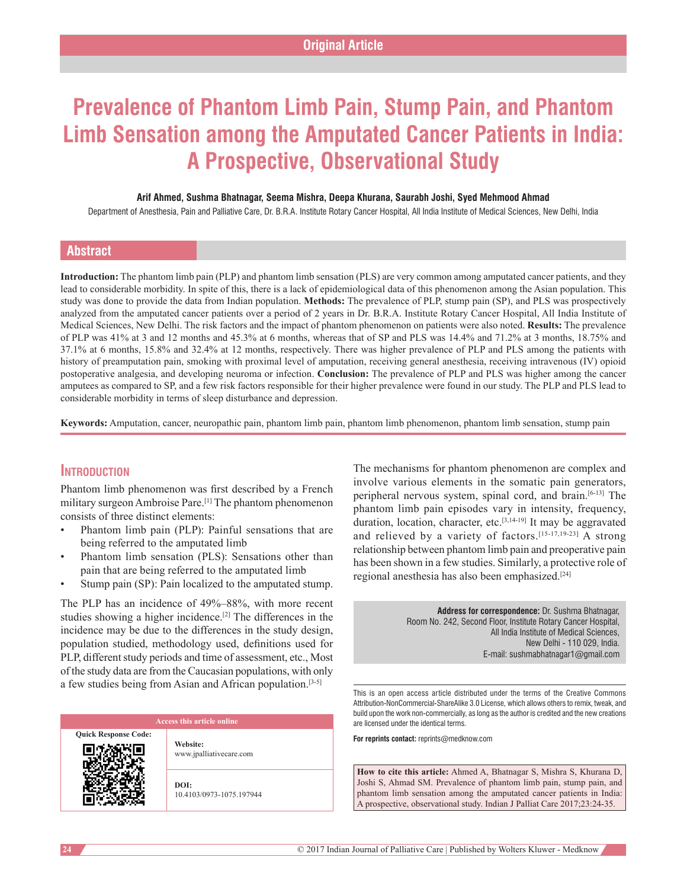Original Article

# Prevalence of Phantom Limb Pain, Stump Pain, and Phantom Limb Sensation among the Amputated Cancer Patients in India: A Prospective, Observational Study

**Arif Ahmed, Sushma Bhatnagar, Seema Mishra, Deepa Khurana, Saurabh Joshi, Syed Mehmood Ahmad**

Department of Anesthesia, Pain and Palliative Care, Dr. B.R.A. Institute Rotary Cancer Hospital, All India Institute of Medical Sciences, New Delhi, India

## Abstract

**Introduction:** The phantom limb pain (PLP) and phantom limb sensation (PLS) are very common among amputated cancer patients, and they lead to considerable morbidity. In spite of this, there is a lack of epidemiological data of this phenomenon among the Asian population. This study was done to provide the data from Indian population. **Methods:** The prevalence of PLP, stump pain (SP), and PLS was prospectively analyzed from the amputated cancer patients over a period of 2 years in Dr. B.R.A. Institute Rotary Cancer Hospital, All India Institute of Medical Sciences, New Delhi. The risk factors and the impact of phantom phenomenon on patients were also noted. **Results:** The prevalence of PLP was 41% at 3 and 12 months and 45.3% at 6 months, whereas that of SP and PLS was 14.4% and 71.2% at 3 months, 18.75% and 37.1% at 6 months, 15.8% and 32.4% at 12 months, respectively. There was higher prevalence of PLP and PLS among the patients with history of preamputation pain, smoking with proximal level of amputation, receiving general anesthesia, receiving intravenous (IV) opioid postoperative analgesia, and developing neuroma or infection. **Conclusion:** The prevalence of PLP and PLS was higher among the cancer amputees as compared to SP, and a few risk factors responsible for their higher prevalence were found in our study. The PLP and PLS lead to considerable morbidity in terms of sleep disturbance and depression.

**Keywords:** Amputation, cancer, neuropathic pain, phantom limb pain, phantom limb phenomenon, phantom limb sensation, stump pain

## Introduction

Phantom limb phenomenon was first described by a French military surgeon Ambroise Pare.[1] The phantom phenomenon consists of three distinct elements:

- Phantom limb pain (PLP): Painful sensations that are being referred to the amputated limb
- Phantom limb sensation (PLS): Sensations other than pain that are being referred to the amputated limb
- Stump pain (SP): Pain localized to the amputated stump.

The PLP has an incidence of 49%–88%, with more recent studies showing a higher incidence.[2] The differences in the incidence may be due to the differences in the study design, population studied, methodology used, definitions used for PLP, different study periods and time of assessment, etc., Most of the study data are from the Caucasian populations, with only a few studies being from Asian and African population.[3-5]

The mechanisms for phantom phenomenon are complex and involve various elements in the somatic pain generators, peripheral nervous system, spinal cord, and brain.[6-13] The phantom limb pain episodes vary in intensity, frequency, duration, location, character, etc.[3,14-19] It may be aggravated and relieved by a variety of factors.[15-17,19-23] A strong relationship between phantom limb pain and preoperative pain has been shown in a few studies. Similarly, a protective role of regional anesthesia has also been emphasized.[24]

**Address for correspondence:** Dr. Sushma Bhatnagar, Room No. 242, Second Floor, Institute Rotary Cancer Hospital, All India Institute of Medical Sciences, New Delhi - 110 029, India. E-mail: sushmabhatnagar1@gmail.com

| Access this article online | |
|---|---|
| Quick Response Code: | **Website:** www.jpalliativecare.com |
| | **DOI:** 10.4103/0973-1075.197944 |

This is an open access article distributed under the terms of the Creative Commons Attribution-NonCommercial-ShareAlike 3.0 License, which allows others to remix, tweak, and build upon the work non-commercially, as long as the author is credited and the new creations are licensed under the identical terms.

**For reprints contact:** reprints@medknow.com

**How to cite this article:** Ahmed A, Bhatnagar S, Mishra S, Khurana D, Joshi S, Ahmad SM. Prevalence of phantom limb pain, stump pain, and phantom limb sensation among the amputated cancer patients in India: A prospective, observational study. Indian J Palliat Care 2017;23:24-35.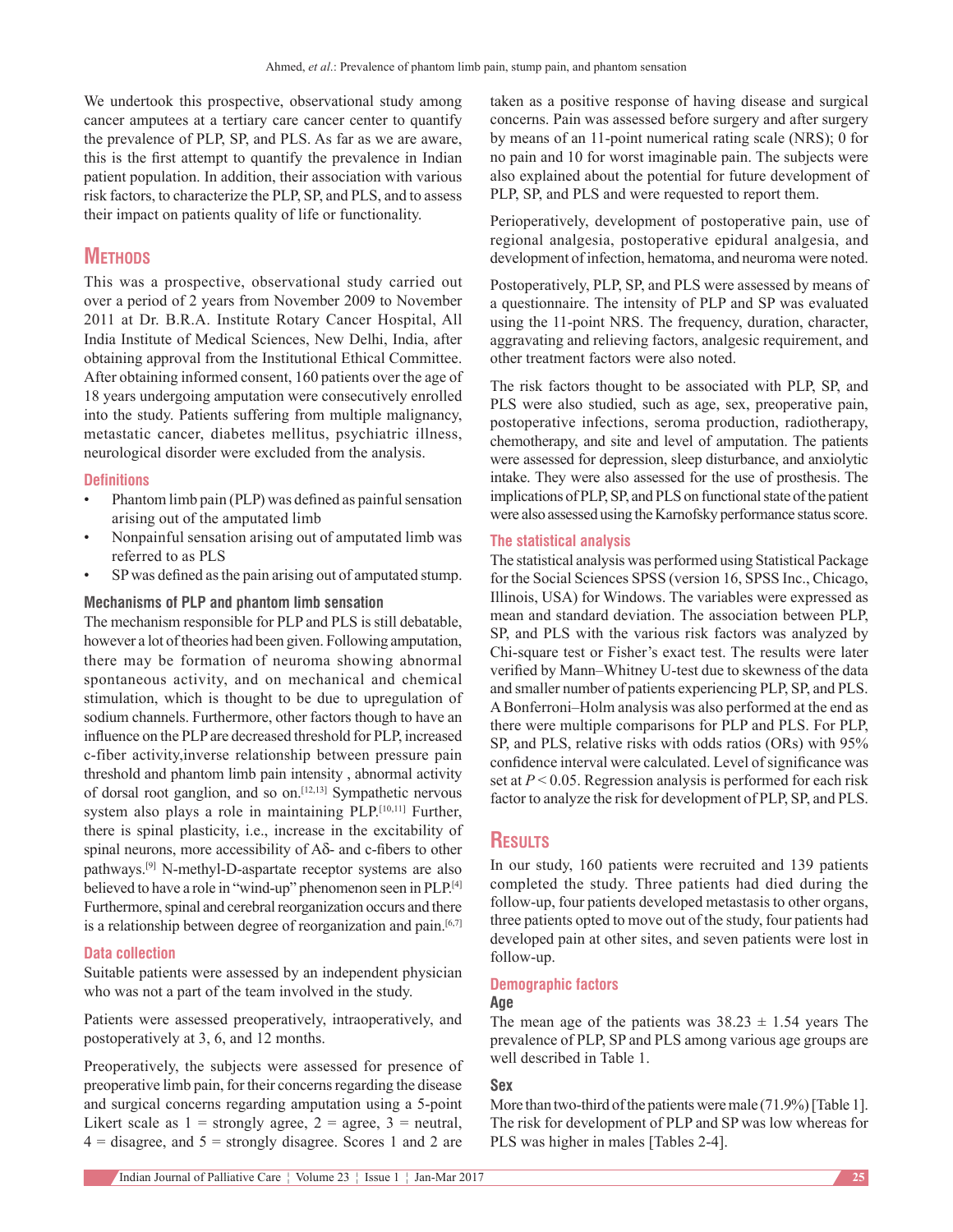We undertook this prospective, observational study among cancer amputees at a tertiary care cancer center to quantify the prevalence of PLP, SP, and PLS. As far as we are aware, this is the first attempt to quantify the prevalence in Indian patient population. In addition, their association with various risk factors, to characterize the PLP, SP, and PLS, and to assess their impact on patients quality of life or functionality.

## Methods

This was a prospective, observational study carried out over a period of 2 years from November 2009 to November 2011 at Dr. B.R.A. Institute Rotary Cancer Hospital, All India Institute of Medical Sciences, New Delhi, India, after obtaining approval from the Institutional Ethical Committee. After obtaining informed consent, 160 patients over the age of 18 years undergoing amputation were consecutively enrolled into the study. Patients suffering from multiple malignancy, metastatic cancer, diabetes mellitus, psychiatric illness, neurological disorder were excluded from the analysis.

### Definitions

- Phantom limb pain (PLP) was defined as painful sensation arising out of the amputated limb
- Nonpainful sensation arising out of amputated limb was referred to as PLS
- SP was defined as the pain arising out of amputated stump.

#### Mechanisms of PLP and phantom limb sensation

The mechanism responsible for PLP and PLS is still debatable, however a lot of theories had been given. Following amputation, there may be formation of neuroma showing abnormal spontaneous activity, and on mechanical and chemical stimulation, which is thought to be due to upregulation of sodium channels. Furthermore, other factors though to have an influence on the PLP are decreased threshold for PLP, increased c-fiber activity,inverse relationship between pressure pain threshold and phantom limb pain intensity , abnormal activity of dorsal root ganglion, and so on.[12,13] Sympathetic nervous system also plays a role in maintaining PLP.[10,11] Further, there is spinal plasticity, i.e., increase in the excitability of spinal neurons, more accessibility of Aδ- and c-fibers to other pathways.[9] N-methyl-D-aspartate receptor systems are also believed to have a role in "wind-up" phenomenon seen in PLP.[4] Furthermore, spinal and cerebral reorganization occurs and there is a relationship between degree of reorganization and pain.[6,7]

### Data collection

Suitable patients were assessed by an independent physician who was not a part of the team involved in the study.

Patients were assessed preoperatively, intraoperatively, and postoperatively at 3, 6, and 12 months.

Preoperatively, the subjects were assessed for presence of preoperative limb pain, for their concerns regarding the disease and surgical concerns regarding amputation using a 5-point Likert scale as 1 = strongly agree, 2 = agree, 3 = neutral, 4 = disagree, and 5 = strongly disagree. Scores 1 and 2 are taken as a positive response of having disease and surgical concerns. Pain was assessed before surgery and after surgery by means of an 11-point numerical rating scale (NRS); 0 for no pain and 10 for worst imaginable pain. The subjects were also explained about the potential for future development of PLP, SP, and PLS and were requested to report them.

Perioperatively, development of postoperative pain, use of regional analgesia, postoperative epidural analgesia, and development of infection, hematoma, and neuroma were noted.

Postoperatively, PLP, SP, and PLS were assessed by means of a questionnaire. The intensity of PLP and SP was evaluated using the 11-point NRS. The frequency, duration, character, aggravating and relieving factors, analgesic requirement, and other treatment factors were also noted.

The risk factors thought to be associated with PLP, SP, and PLS were also studied, such as age, sex, preoperative pain, postoperative infections, seroma production, radiotherapy, chemotherapy, and site and level of amputation. The patients were assessed for depression, sleep disturbance, and anxiolytic intake. They were also assessed for the use of prosthesis. The implications of PLP, SP, and PLS on functional state of the patient were also assessed using the Karnofsky performance status score.

### The statistical analysis

The statistical analysis was performed using Statistical Package for the Social Sciences SPSS (version 16, SPSS Inc., Chicago, Illinois, USA) for Windows. The variables were expressed as mean and standard deviation. The association between PLP, SP, and PLS with the various risk factors was analyzed by Chi-square test or Fisher's exact test. The results were later verified by Mann–Whitney U-test due to skewness of the data and smaller number of patients experiencing PLP, SP, and PLS. A Bonferroni–Holm analysis was also performed at the end as there were multiple comparisons for PLP and PLS. For PLP, SP, and PLS, relative risks with odds ratios (ORs) with 95% confidence interval were calculated. Level of significance was set at $P < 0.05$. Regression analysis is performed for each risk factor to analyze the risk for development of PLP, SP, and PLS.

## Results

In our study, 160 patients were recruited and 139 patients completed the study. Three patients had died during the follow-up, four patients developed metastasis to other organs, three patients opted to move out of the study, four patients had developed pain at other sites, and seven patients were lost in follow-up.

### Demographic factors

#### Age

The mean age of the patients was 38.23 ± 1.54 years The prevalence of PLP, SP and PLS among various age groups are well described in Table 1.

#### Sex

More than two-third of the patients were male (71.9%) [Table 1]. The risk for development of PLP and SP was low whereas for PLS was higher in males [Tables 2-4].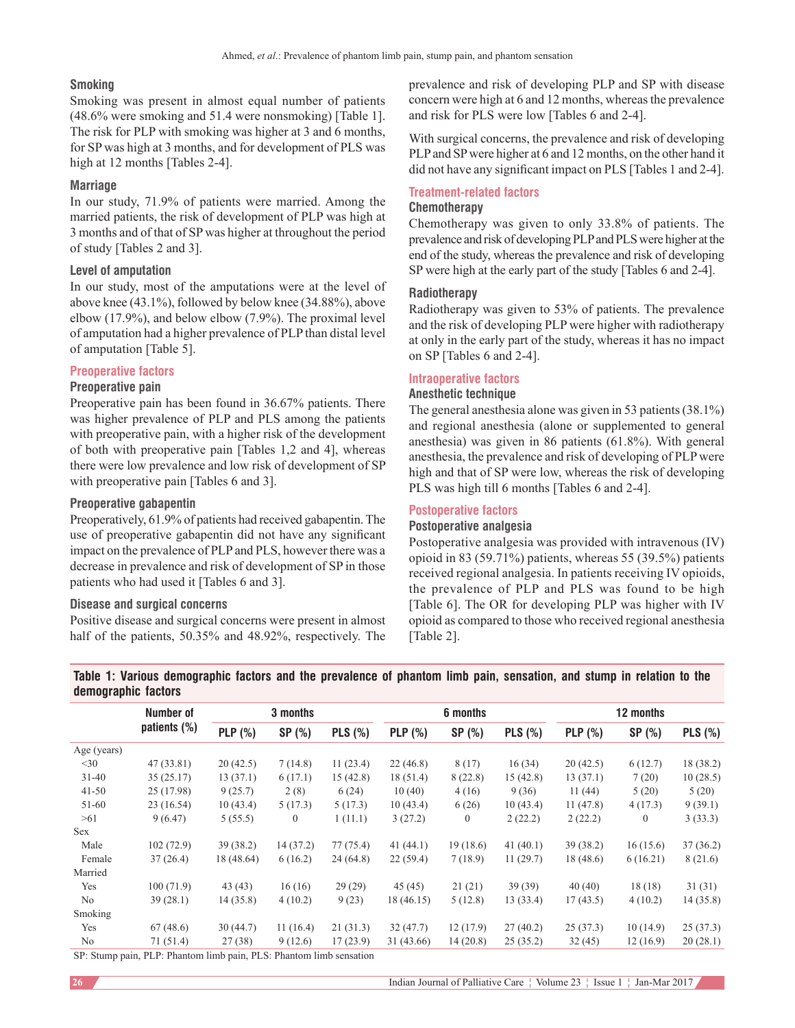### Smoking

Smoking was present in almost equal number of patients (48.6% were smoking and 51.4 were nonsmoking) [Table 1]. The risk for PLP with smoking was higher at 3 and 6 months, for SP was high at 3 months, and for development of PLS was high at 12 months [Tables 2-4].

### Marriage

In our study, 71.9% of patients were married. Among the married patients, the risk of development of PLP was high at 3 months and of that of SP was higher at throughout the period of study [Tables 2 and 3].

### Level of amputation

In our study, most of the amputations were at the level of above knee (43.1%), followed by below knee (34.88%), above elbow (17.9%), and below elbow (7.9%). The proximal level of amputation had a higher prevalence of PLP than distal level of amputation [Table 5].

## Preoperative factors

### Preoperative pain

Preoperative pain has been found in 36.67% patients. There was higher prevalence of PLP and PLS among the patients with preoperative pain, with a higher risk of the development of both with preoperative pain [Tables 1,2 and 4], whereas there were low prevalence and low risk of development of SP with preoperative pain [Tables 6 and 3].

### Preoperative gabapentin

Preoperatively, 61.9% of patients had received gabapentin. The use of preoperative gabapentin did not have any significant impact on the prevalence of PLP and PLS, however there was a decrease in prevalence and risk of development of SP in those patients who had used it [Tables 6 and 3].

### Disease and surgical concerns

Positive disease and surgical concerns were present in almost half of the patients, 50.35% and 48.92%, respectively. The prevalence and risk of developing PLP and SP with disease concern were high at 6 and 12 months, whereas the prevalence and risk for PLS were low [Tables 6 and 2-4].

With surgical concerns, the prevalence and risk of developing PLP and SP were higher at 6 and 12 months, on the other hand it did not have any significant impact on PLS [Tables 1 and 2-4].

## Treatment-related factors

### Chemotherapy

Chemotherapy was given to only 33.8% of patients. The prevalence and risk of developing PLP and PLS were higher at the end of the study, whereas the prevalence and risk of developing SP were high at the early part of the study [Tables 6 and 2-4].

### Radiotherapy

Radiotherapy was given to 53% of patients. The prevalence and the risk of developing PLP were higher with radiotherapy at only in the early part of the study, whereas it has no impact on SP [Tables 6 and 2-4].

## Intraoperative factors

### Anesthetic technique

The general anesthesia alone was given in 53 patients (38.1%) and regional anesthesia (alone or supplemented to general anesthesia) was given in 86 patients (61.8%). With general anesthesia, the prevalence and risk of developing of PLP were high and that of SP were low, whereas the risk of developing PLS was high till 6 months [Tables 6 and 2-4].

## Postoperative factors

### Postoperative analgesia

Postoperative analgesia was provided with intravenous (IV) opioid in 83 (59.71%) patients, whereas 55 (39.5%) patients received regional analgesia. In patients receiving IV opioids, the prevalence of PLP and PLS was found to be high [Table 6]. The OR for developing PLP was higher with IV opioid as compared to those who received regional anesthesia [Table 2].

**Table 1: Various demographic factors and the prevalence of phantom limb pain, sensation, and stump in relation to the demographic factors**

| | Number of patients (%) | 3 months | | | 6 months | | | 12 months | | |
|---|---|---|---|---|---|---|---|---|---|---|
| | | PLP (%) | SP (%) | PLS (%) | PLP (%) | SP (%) | PLS (%) | PLP (%) | SP (%) | PLS (%) |
| Age (years) | | | | | | | | | | |
| <30 | 47 (33.81) | 20 (42.5) | 7 (14.8) | 11 (23.4) | 22 (46.8) | 8 (17) | 16 (34) | 20 (42.5) | 6 (12.7) | 18 (38.2) |
| 31-40 | 35 (25.17) | 13 (37.1) | 6 (17.1) | 15 (42.8) | 18 (51.4) | 8 (22.8) | 15 (42.8) | 13 (37.1) | 7 (20) | 10 (28.5) |
| 41-50 | 25 (17.98) | 9 (25.7) | 2 (8) | 6 (24) | 10 (40) | 4 (16) | 9 (36) | 11 (44) | 5 (20) | 5 (20) |
| 51-60 | 23 (16.54) | 10 (43.4) | 5 (17.3) | 5 (17.3) | 10 (43.4) | 6 (26) | 10 (43.4) | 11 (47.8) | 4 (17.3) | 9 (39.1) |
| >61 | 9 (6.47) | 5 (55.5) | 0 | 1 (11.1) | 3 (27.2) | 0 | 2 (22.2) | 2 (22.2) | 0 | 3 (33.3) |
| Sex | | | | | | | | | | |
| Male | 102 (72.9) | 39 (38.2) | 14 (37.2) | 77 (75.4) | 41 (44.1) | 19 (18.6) | 41 (40.1) | 39 (38.2) | 16 (15.6) | 37 (36.2) |
| Female | 37 (26.4) | 18 (48.64) | 6 (16.2) | 24 (64.8) | 22 (59.4) | 7 (18.9) | 11 (29.7) | 18 (48.6) | 6 (16.21) | 8 (21.6) |
| Married | | | | | | | | | | |
| Yes | 100 (71.9) | 43 (43) | 16 (16) | 29 (29) | 45 (45) | 21 (21) | 39 (39) | 40 (40) | 18 (18) | 31 (31) |
| No | 39 (28.1) | 14 (35.8) | 4 (10.2) | 9 (23) | 18 (46.15) | 5 (12.8) | 13 (33.4) | 17 (43.5) | 4 (10.2) | 14 (35.8) |
| Smoking | | | | | | | | | | |
| Yes | 67 (48.6) | 30 (44.7) | 11 (16.4) | 21 (31.3) | 32 (47.7) | 12 (17.9) | 27 (40.2) | 25 (37.3) | 10 (14.9) | 25 (37.3) |
| No | 71 (51.4) | 27 (38) | 9 (12.6) | 17 (23.9) | 31 (43.66) | 14 (20.8) | 25 (35.2) | 32 (45) | 12 (16.9) | 20 (28.1) |

SP: Stump pain, PLP: Phantom limb pain, PLS: Phantom limb sensation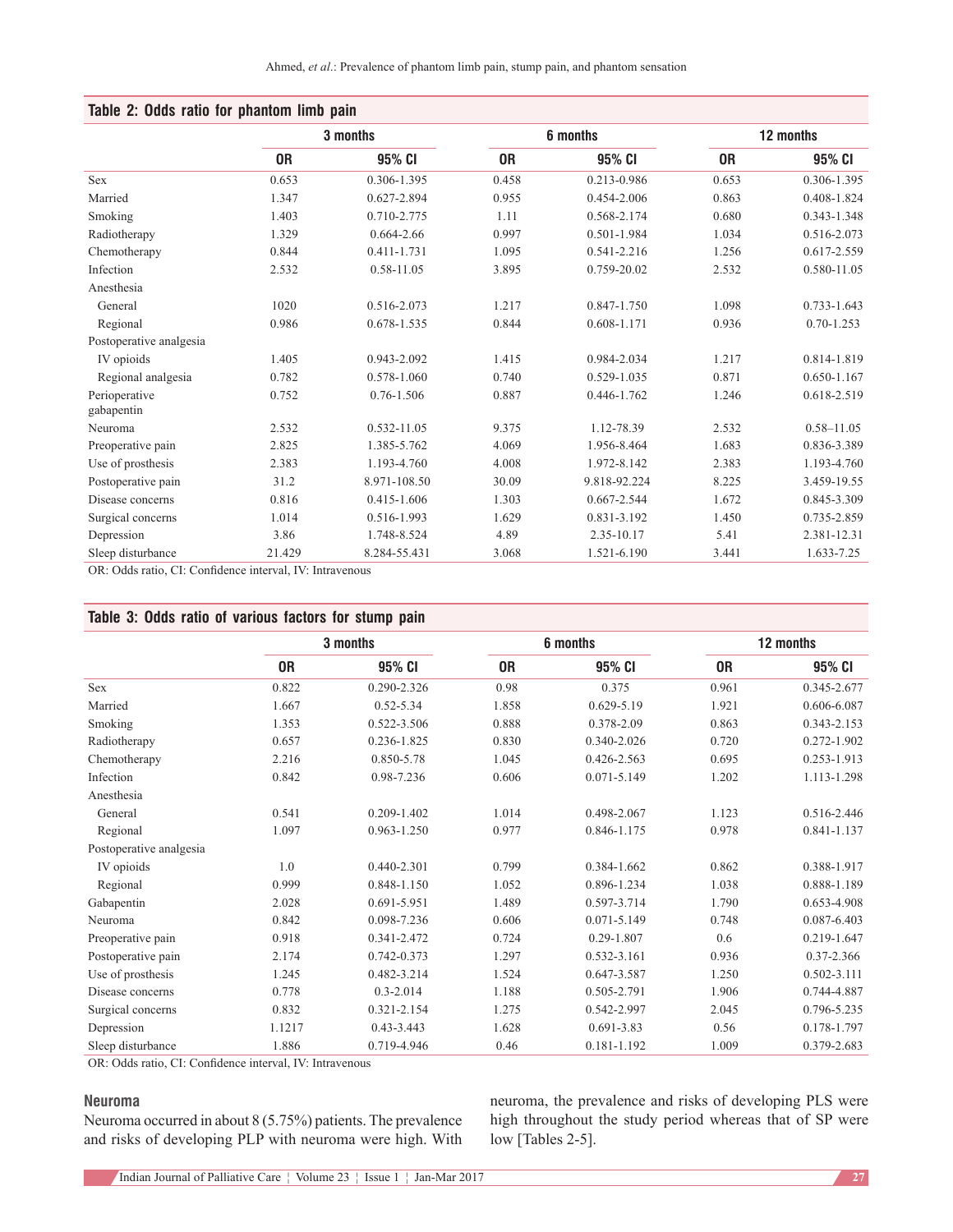**Table 2: Odds ratio for phantom limb pain**

| | 3 months | | 6 months | | 12 months | |
|---|---|---|---|---|---|---|
| | OR | 95% CI | OR | 95% CI | OR | 95% CI |
| Sex | 0.653 | 0.306-1.395 | 0.458 | 0.213-0.986 | 0.653 | 0.306-1.395 |
| Married | 1.347 | 0.627-2.894 | 0.955 | 0.454-2.006 | 0.863 | 0.408-1.824 |
| Smoking | 1.403 | 0.710-2.775 | 1.11 | 0.568-2.174 | 0.680 | 0.343-1.348 |
| Radiotherapy | 1.329 | 0.664-2.66 | 0.997 | 0.501-1.984 | 1.034 | 0.516-2.073 |
| Chemotherapy | 0.844 | 0.411-1.731 | 1.095 | 0.541-2.216 | 1.256 | 0.617-2.559 |
| Infection | 2.532 | 0.58-11.05 | 3.895 | 0.759-20.02 | 2.532 | 0.580-11.05 |
| Anesthesia | | | | | | |
| General | 1020 | 0.516-2.073 | 1.217 | 0.847-1.750 | 1.098 | 0.733-1.643 |
| Regional | 0.986 | 0.678-1.535 | 0.844 | 0.608-1.171 | 0.936 | 0.70-1.253 |
| Postoperative analgesia | | | | | | |
| IV opioids | 1.405 | 0.943-2.092 | 1.415 | 0.984-2.034 | 1.217 | 0.814-1.819 |
| Regional analgesia | 0.782 | 0.578-1.060 | 0.740 | 0.529-1.035 | 0.871 | 0.650-1.167 |
| Perioperative gabapentin | 0.752 | 0.76-1.506 | 0.887 | 0.446-1.762 | 1.246 | 0.618-2.519 |
| Neuroma | 2.532 | 0.532-11.05 | 9.375 | 1.12-78.39 | 2.532 | 0.58–11.05 |
| Preoperative pain | 2.825 | 1.385-5.762 | 4.069 | 1.956-8.464 | 1.683 | 0.836-3.389 |
| Use of prosthesis | 2.383 | 1.193-4.760 | 4.008 | 1.972-8.142 | 2.383 | 1.193-4.760 |
| Postoperative pain | 31.2 | 8.971-108.50 | 30.09 | 9.818-92.224 | 8.225 | 3.459-19.55 |
| Disease concerns | 0.816 | 0.415-1.606 | 1.303 | 0.667-2.544 | 1.672 | 0.845-3.309 |
| Surgical concerns | 1.014 | 0.516-1.993 | 1.629 | 0.831-3.192 | 1.450 | 0.735-2.859 |
| Depression | 3.86 | 1.748-8.524 | 4.89 | 2.35-10.17 | 5.41 | 2.381-12.31 |
| Sleep disturbance | 21.429 | 8.284-55.431 | 3.068 | 1.521-6.190 | 3.441 | 1.633-7.25 |

OR: Odds ratio, CI: Confidence interval, IV: Intravenous

**Table 3: Odds ratio of various factors for stump pain**

| | 3 months | | 6 months | | 12 months | |
|---|---|---|---|---|---|---|
| | OR | 95% CI | OR | 95% CI | OR | 95% CI |
| Sex | 0.822 | 0.290-2.326 | 0.98 | 0.375 | 0.961 | 0.345-2.677 |
| Married | 1.667 | 0.52-5.34 | 1.858 | 0.629-5.19 | 1.921 | 0.606-6.087 |
| Smoking | 1.353 | 0.522-3.506 | 0.888 | 0.378-2.09 | 0.863 | 0.343-2.153 |
| Radiotherapy | 0.657 | 0.236-1.825 | 0.830 | 0.340-2.026 | 0.720 | 0.272-1.902 |
| Chemotherapy | 2.216 | 0.850-5.78 | 1.045 | 0.426-2.563 | 0.695 | 0.253-1.913 |
| Infection | 0.842 | 0.98-7.236 | 0.606 | 0.071-5.149 | 1.202 | 1.113-1.298 |
| Anesthesia | | | | | | |
| General | 0.541 | 0.209-1.402 | 1.014 | 0.498-2.067 | 1.123 | 0.516-2.446 |
| Regional | 1.097 | 0.963-1.250 | 0.977 | 0.846-1.175 | 0.978 | 0.841-1.137 |
| Postoperative analgesia | | | | | | |
| IV opioids | 1.0 | 0.440-2.301 | 0.799 | 0.384-1.662 | 0.862 | 0.388-1.917 |
| Regional | 0.999 | 0.848-1.150 | 1.052 | 0.896-1.234 | 1.038 | 0.888-1.189 |
| Gabapentin | 2.028 | 0.691-5.951 | 1.489 | 0.597-3.714 | 1.790 | 0.653-4.908 |
| Neuroma | 0.842 | 0.098-7.236 | 0.606 | 0.071-5.149 | 0.748 | 0.087-6.403 |
| Preoperative pain | 0.918 | 0.341-2.472 | 0.724 | 0.29-1.807 | 0.6 | 0.219-1.647 |
| Postoperative pain | 2.174 | 0.742-0.373 | 1.297 | 0.532-3.161 | 0.936 | 0.37-2.366 |
| Use of prosthesis | 1.245 | 0.482-3.214 | 1.524 | 0.647-3.587 | 1.250 | 0.502-3.111 |
| Disease concerns | 0.778 | 0.3-2.014 | 1.188 | 0.505-2.791 | 1.906 | 0.744-4.887 |
| Surgical concerns | 0.832 | 0.321-2.154 | 1.275 | 0.542-2.997 | 2.045 | 0.796-5.235 |
| Depression | 1.1217 | 0.43-3.443 | 1.628 | 0.691-3.83 | 0.56 | 0.178-1.797 |
| Sleep disturbance | 1.886 | 0.719-4.946 | 0.46 | 0.181-1.192 | 1.009 | 0.379-2.683 |

OR: Odds ratio, CI: Confidence interval, IV: Intravenous

### Neuroma

Neuroma occurred in about 8 (5.75%) patients. The prevalence and risks of developing PLP with neuroma were high. With neuroma, the prevalence and risks of developing PLS were high throughout the study period whereas that of SP were low [Tables 2-5].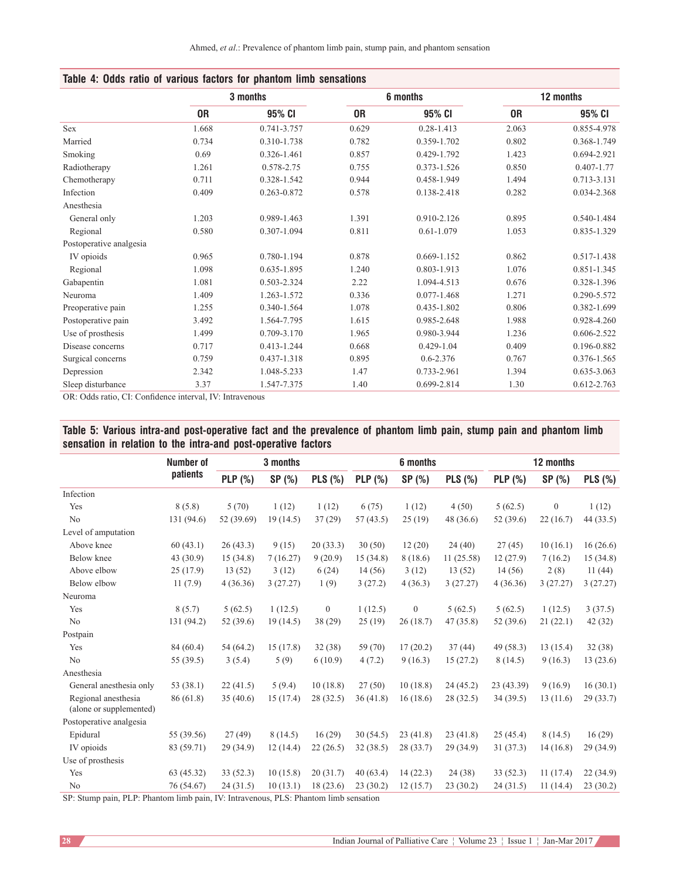**Table 4: Odds ratio of various factors for phantom limb sensations**

| | 3 months | | 6 months | | 12 months | |
|---|---|---|---|---|---|---|
| | OR | 95% CI | OR | 95% CI | OR | 95% CI |
| Sex | 1.668 | 0.741-3.757 | 0.629 | 0.28-1.413 | 2.063 | 0.855-4.978 |
| Married | 0.734 | 0.310-1.738 | 0.782 | 0.359-1.702 | 0.802 | 0.368-1.749 |
| Smoking | 0.69 | 0.326-1.461 | 0.857 | 0.429-1.792 | 1.423 | 0.694-2.921 |
| Radiotherapy | 1.261 | 0.578-2.75 | 0.755 | 0.373-1.526 | 0.850 | 0.407-1.77 |
| Chemotherapy | 0.711 | 0.328-1.542 | 0.944 | 0.458-1.949 | 1.494 | 0.713-3.131 |
| Infection | 0.409 | 0.263-0.872 | 0.578 | 0.138-2.418 | 0.282 | 0.034-2.368 |
| Anesthesia | | | | | | |
| General only | 1.203 | 0.989-1.463 | 1.391 | 0.910-2.126 | 0.895 | 0.540-1.484 |
| Regional | 0.580 | 0.307-1.094 | 0.811 | 0.61-1.079 | 1.053 | 0.835-1.329 |
| Postoperative analgesia | | | | | | |
| IV opioids | 0.965 | 0.780-1.194 | 0.878 | 0.669-1.152 | 0.862 | 0.517-1.438 |
| Regional | 1.098 | 0.635-1.895 | 1.240 | 0.803-1.913 | 1.076 | 0.851-1.345 |
| Gabapentin | 1.081 | 0.503-2.324 | 2.22 | 1.094-4.513 | 0.676 | 0.328-1.396 |
| Neuroma | 1.409 | 1.263-1.572 | 0.336 | 0.077-1.468 | 1.271 | 0.290-5.572 |
| Preoperative pain | 1.255 | 0.340-1.564 | 1.078 | 0.435-1.802 | 0.806 | 0.382-1.699 |
| Postoperative pain | 3.492 | 1.564-7.795 | 1.615 | 0.985-2.648 | 1.988 | 0.928-4.260 |
| Use of prosthesis | 1.499 | 0.709-3.170 | 1.965 | 0.980-3.944 | 1.236 | 0.606-2.522 |
| Disease concerns | 0.717 | 0.413-1.244 | 0.668 | 0.429-1.04 | 0.409 | 0.196-0.882 |
| Surgical concerns | 0.759 | 0.437-1.318 | 0.895 | 0.6-2.376 | 0.767 | 0.376-1.565 |
| Depression | 2.342 | 1.048-5.233 | 1.47 | 0.733-2.961 | 1.394 | 0.635-3.063 |
| Sleep disturbance | 3.37 | 1.547-7.375 | 1.40 | 0.699-2.814 | 1.30 | 0.612-2.763 |

OR: Odds ratio, CI: Confidence interval, IV: Intravenous

**Table 5: Various intra-and post-operative fact and the prevalence of phantom limb pain, stump pain and phantom limb sensation in relation to the intra-and post-operative factors**

| | Number of patients | 3 months | | | 6 months | | | 12 months | | |
|---|---|---|---|---|---|---|---|---|---|---|
| | | PLP (%) | SP (%) | PLS (%) | PLP (%) | SP (%) | PLS (%) | PLP (%) | SP (%) | PLS (%) |
| Infection | | | | | | | | | | |
| Yes | 8 (5.8) | 5 (70) | 1 (12) | 1 (12) | 6 (75) | 1 (12) | 4 (50) | 5 (62.5) | 0 | 1 (12) |
| No | 131 (94.6) | 52 (39.69) | 19 (14.5) | 37 (29) | 57 (43.5) | 25 (19) | 48 (36.6) | 52 (39.6) | 22 (16.7) | 44 (33.5) |
| Level of amputation | | | | | | | | | | |
| Above knee | 60 (43.1) | 26 (43.3) | 9 (15) | 20 (33.3) | 30 (50) | 12 (20) | 24 (40) | 27 (45) | 10 (16.1) | 16 (26.6) |
| Below knee | 43 (30.9) | 15 (34.8) | 7 (16.27) | 9 (20.9) | 15 (34.8) | 8 (18.6) | 11 (25.58) | 12 (27.9) | 7 (16.2) | 15 (34.8) |
| Above elbow | 25 (17.9) | 13 (52) | 3 (12) | 6 (24) | 14 (56) | 3 (12) | 13 (52) | 14 (56) | 2 (8) | 11 (44) |
| Below elbow | 11 (7.9) | 4 (36.36) | 3 (27.27) | 1 (9) | 3 (27.2) | 4 (36.3) | 3 (27.27) | 4 (36.36) | 3 (27.27) | 3 (27.27) |
| Neuroma | | | | | | | | | | |
| Yes | 8 (5.7) | 5 (62.5) | 1 (12.5) | 0 | 1 (12.5) | 0 | 5 (62.5) | 5 (62.5) | 1 (12.5) | 3 (37.5) |
| No | 131 (94.2) | 52 (39.6) | 19 (14.5) | 38 (29) | 25 (19) | 26 (18.7) | 47 (35.8) | 52 (39.6) | 21 (22.1) | 42 (32) |
| Postpain | | | | | | | | | | |
| Yes | 84 (60.4) | 54 (64.2) | 15 (17.8) | 32 (38) | 59 (70) | 17 (20.2) | 37 (44) | 49 (58.3) | 13 (15.4) | 32 (38) |
| No | 55 (39.5) | 3 (5.4) | 5 (9) | 6 (10.9) | 4 (7.2) | 9 (16.3) | 15 (27.2) | 8 (14.5) | 9 (16.3) | 13 (23.6) |
| Anesthesia | | | | | | | | | | |
| General anesthesia only | 53 (38.1) | 22 (41.5) | 5 (9.4) | 10 (18.8) | 27 (50) | 10 (18.8) | 24 (45.2) | 23 (43.39) | 9 (16.9) | 16 (30.1) |
| Regional anesthesia (alone or supplemented) | 86 (61.8) | 35 (40.6) | 15 (17.4) | 28 (32.5) | 36 (41.8) | 16 (18.6) | 28 (32.5) | 34 (39.5) | 13 (11.6) | 29 (33.7) |
| Postoperative analgesia | | | | | | | | | | |
| Epidural | 55 (39.56) | 27 (49) | 8 (14.5) | 16 (29) | 30 (54.5) | 23 (41.8) | 23 (41.8) | 25 (45.4) | 8 (14.5) | 16 (29) |
| IV opioids | 83 (59.71) | 29 (34.9) | 12 (14.4) | 22 (26.5) | 32 (38.5) | 28 (33.7) | 29 (34.9) | 31 (37.3) | 14 (16.8) | 29 (34.9) |
| Use of prosthesis | | | | | | | | | | |
| Yes | 63 (45.32) | 33 (52.3) | 10 (15.8) | 20 (31.7) | 40 (63.4) | 14 (22.3) | 24 (38) | 33 (52.3) | 11 (17.4) | 22 (34.9) |
| No | 76 (54.67) | 24 (31.5) | 10 (13.1) | 18 (23.6) | 23 (30.2) | 12 (15.7) | 23 (30.2) | 24 (31.5) | 11 (14.4) | 23 (30.2) |

SP: Stump pain, PLP: Phantom limb pain, IV: Intravenous, PLS: Phantom limb sensation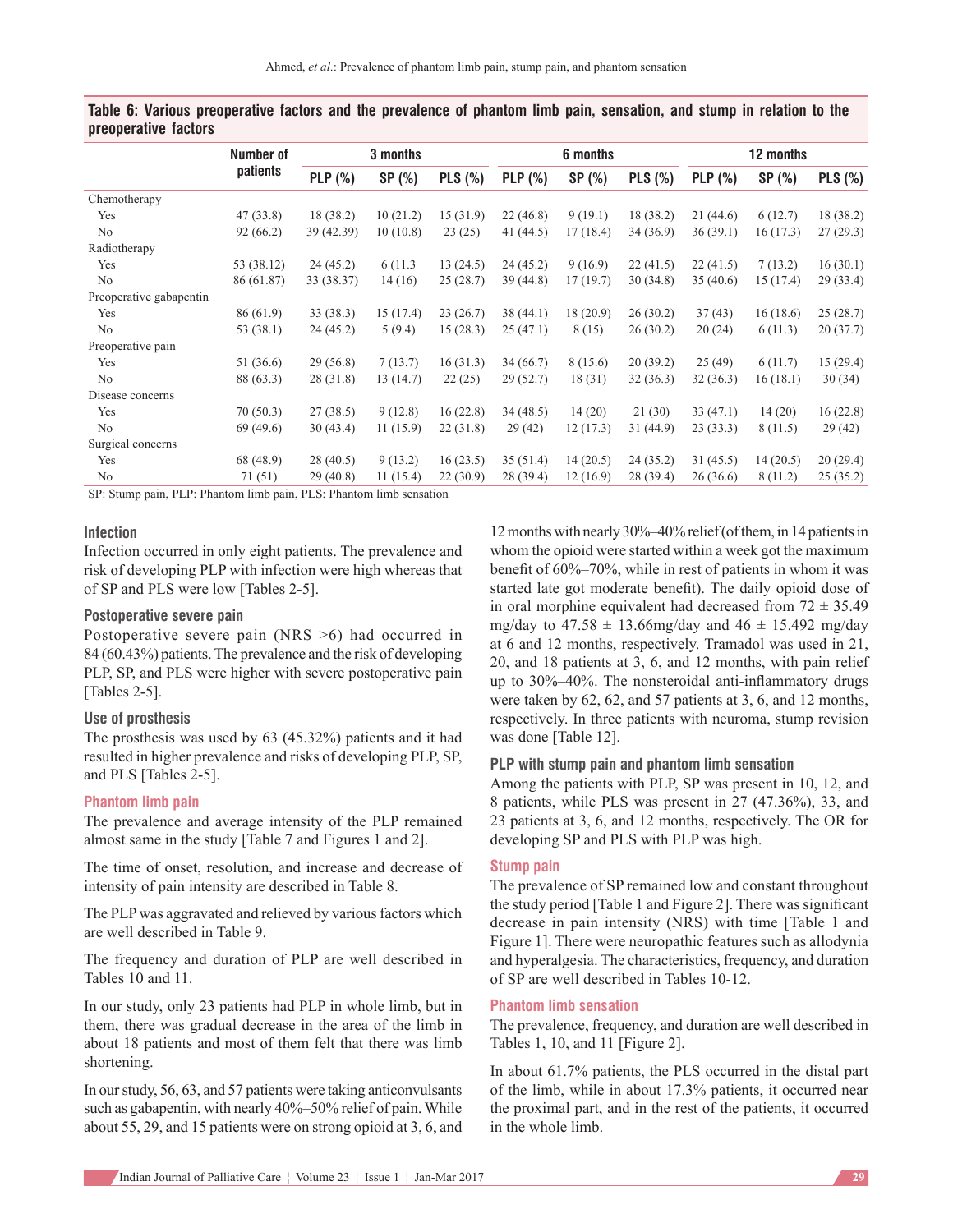**Table 6: Various preoperative factors and the prevalence of phantom limb pain, sensation, and stump in relation to the preoperative factors**

| | Number of patients | 3 months | | | 6 months | | | 12 months | | |
|---|---|---|---|---|---|---|---|---|---|---|
| | | PLP (%) | SP (%) | PLS (%) | PLP (%) | SP (%) | PLS (%) | PLP (%) | SP (%) | PLS (%) |
| Chemotherapy | | | | | | | | | | |
| Yes | 47 (33.8) | 18 (38.2) | 10 (21.2) | 15 (31.9) | 22 (46.8) | 9 (19.1) | 18 (38.2) | 21 (44.6) | 6 (12.7) | 18 (38.2) |
| No | 92 (66.2) | 39 (42.39) | 10 (10.8) | 23 (25) | 41 (44.5) | 17 (18.4) | 34 (36.9) | 36 (39.1) | 16 (17.3) | 27 (29.3) |
| Radiotherapy | | | | | | | | | | |
| Yes | 53 (38.12) | 24 (45.2) | 6 (11.3 | 13 (24.5) | 24 (45.2) | 9 (16.9) | 22 (41.5) | 22 (41.5) | 7 (13.2) | 16 (30.1) |
| No | 86 (61.87) | 33 (38.37) | 14 (16) | 25 (28.7) | 39 (44.8) | 17 (19.7) | 30 (34.8) | 35 (40.6) | 15 (17.4) | 29 (33.4) |
| Preoperative gabapentin | | | | | | | | | | |
| Yes | 86 (61.9) | 33 (38.3) | 15 (17.4) | 23 (26.7) | 38 (44.1) | 18 (20.9) | 26 (30.2) | 37 (43) | 16 (18.6) | 25 (28.7) |
| No | 53 (38.1) | 24 (45.2) | 5 (9.4) | 15 (28.3) | 25 (47.1) | 8 (15) | 26 (30.2) | 20 (24) | 6 (11.3) | 20 (37.7) |
| Preoperative pain | | | | | | | | | | |
| Yes | 51 (36.6) | 29 (56.8) | 7 (13.7) | 16 (31.3) | 34 (66.7) | 8 (15.6) | 20 (39.2) | 25 (49) | 6 (11.7) | 15 (29.4) |
| No | 88 (63.3) | 28 (31.8) | 13 (14.7) | 22 (25) | 29 (52.7) | 18 (31) | 32 (36.3) | 32 (36.3) | 16 (18.1) | 30 (34) |
| Disease concerns | | | | | | | | | | |
| Yes | 70 (50.3) | 27 (38.5) | 9 (12.8) | 16 (22.8) | 34 (48.5) | 14 (20) | 21 (30) | 33 (47.1) | 14 (20) | 16 (22.8) |
| No | 69 (49.6) | 30 (43.4) | 11 (15.9) | 22 (31.8) | 29 (42) | 12 (17.3) | 31 (44.9) | 23 (33.3) | 8 (11.5) | 29 (42) |
| Surgical concerns | | | | | | | | | | |
| Yes | 68 (48.9) | 28 (40.5) | 9 (13.2) | 16 (23.5) | 35 (51.4) | 14 (20.5) | 24 (35.2) | 31 (45.5) | 14 (20.5) | 20 (29.4) |
| No | 71 (51) | 29 (40.8) | 11 (15.4) | 22 (30.9) | 28 (39.4) | 12 (16.9) | 28 (39.4) | 26 (36.6) | 8 (11.2) | 25 (35.2) |

SP: Stump pain, PLP: Phantom limb pain, PLS: Phantom limb sensation

### Infection

Infection occurred in only eight patients. The prevalence and risk of developing PLP with infection were high whereas that of SP and PLS were low [Tables 2-5].

### Postoperative severe pain

Postoperative severe pain (NRS >6) had occurred in 84 (60.43%) patients. The prevalence and the risk of developing PLP, SP, and PLS were higher with severe postoperative pain [Tables 2-5].

### Use of prosthesis

The prosthesis was used by 63 (45.32%) patients and it had resulted in higher prevalence and risks of developing PLP, SP, and PLS [Tables 2-5].

## Phantom limb pain

The prevalence and average intensity of the PLP remained almost same in the study [Table 7 and Figures 1 and 2].

The time of onset, resolution, and increase and decrease of intensity of pain intensity are described in Table 8.

The PLP was aggravated and relieved by various factors which are well described in Table 9.

The frequency and duration of PLP are well described in Tables 10 and 11.

In our study, only 23 patients had PLP in whole limb, but in them, there was gradual decrease in the area of the limb in about 18 patients and most of them felt that there was limb shortening.

In our study, 56, 63, and 57 patients were taking anticonvulsants such as gabapentin, with nearly 40%–50% relief of pain. While about 55, 29, and 15 patients were on strong opioid at 3, 6, and 12 months with nearly 30%–40% relief (of them, in 14 patients in whom the opioid were started within a week got the maximum benefit of 60%–70%, while in rest of patients in whom it was started late got moderate benefit). The daily opioid dose of in oral morphine equivalent had decreased from 72 ± 35.49 mg/day to 47.58 ± 13.66mg/day and 46 ± 15.492 mg/day at 6 and 12 months, respectively. Tramadol was used in 21, 20, and 18 patients at 3, 6, and 12 months, with pain relief up to 30%–40%. The nonsteroidal anti-inflammatory drugs were taken by 62, 62, and 57 patients at 3, 6, and 12 months, respectively. In three patients with neuroma, stump revision was done [Table 12].

### PLP with stump pain and phantom limb sensation

Among the patients with PLP, SP was present in 10, 12, and 8 patients, while PLS was present in 27 (47.36%), 33, and 23 patients at 3, 6, and 12 months, respectively. The OR for developing SP and PLS with PLP was high.

## Stump pain

The prevalence of SP remained low and constant throughout the study period [Table 1 and Figure 2]. There was significant decrease in pain intensity (NRS) with time [Table 1 and Figure 1]. There were neuropathic features such as allodynia and hyperalgesia. The characteristics, frequency, and duration of SP are well described in Tables 10-12.

## Phantom limb sensation

The prevalence, frequency, and duration are well described in Tables 1, 10, and 11 [Figure 2].

In about 61.7% patients, the PLS occurred in the distal part of the limb, while in about 17.3% patients, it occurred near the proximal part, and in the rest of the patients, it occurred in the whole limb.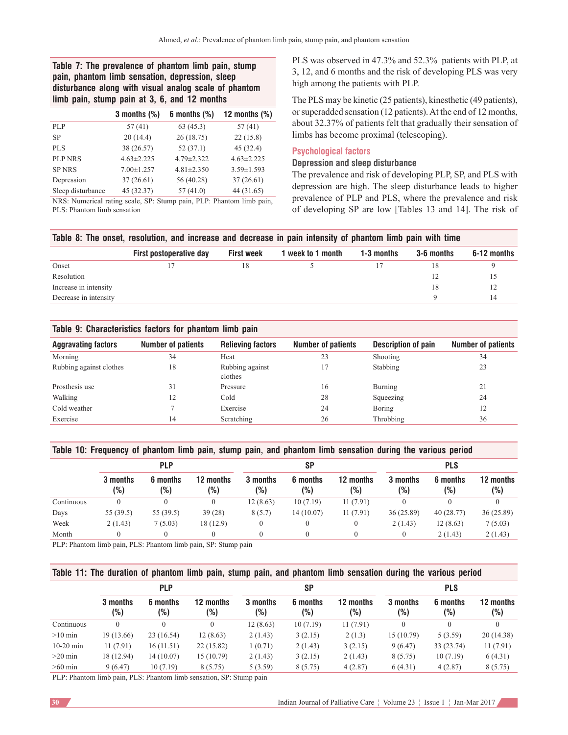**Table 7: The prevalence of phantom limb pain, stump pain, phantom limb sensation, depression, sleep disturbance along with visual analog scale of phantom limb pain, stump pain at 3, 6, and 12 months**

| | 3 months (%) | 6 months (%) | 12 months (%) |
|---|---|---|---|
| PLP | 57 (41) | 63 (45.3) | 57 (41) |
| SP | 20 (14.4) | 26 (18.75) | 22 (15.8) |
| PLS | 38 (26.57) | 52 (37.1) | 45 (32.4) |
| PLP NRS | 4.63±2.225 | 4.79±2.322 | 4.63±2.225 |
| SP NRS | 7.00±1.257 | 4.81±2.350 | 3.59±1.593 |
| Depression | 37 (26.61) | 56 (40.28) | 37 (26.61) |
| Sleep disturbance | 45 (32.37) | 57 (41.0) | 44 (31.65) |

NRS: Numerical rating scale, SP: Stump pain, PLP: Phantom limb pain, PLS: Phantom limb sensation

PLS was observed in 47.3% and 52.3% patients with PLP, at 3, 12, and 6 months and the risk of developing PLS was very high among the patients with PLP.

The PLS may be kinetic (25 patients), kinesthetic (49 patients), or superadded sensation (12 patients). At the end of 12 months, about 32.37% of patients felt that gradually their sensation of limbs has become proximal (telescoping).

## Psychological factors

### Depression and sleep disturbance

The prevalence and risk of developing PLP, SP, and PLS with depression are high. The sleep disturbance leads to higher prevalence of PLP and PLS, where the prevalence and risk of developing SP are low [Tables 13 and 14]. The risk of

**Table 8: The onset, resolution, and increase and decrease in pain intensity of phantom limb pain with time**

| | First postoperative day | First week | 1 week to 1 month | 1-3 months | 3-6 months | 6-12 months |
|---|---|---|---|---|---|---|
| Onset | 17 | 18 | 5 | 17 | 18 | 9 |
| Resolution | | | | | 12 | 15 |
| Increase in intensity | | | | | 18 | 12 |
| Decrease in intensity | | | | | 9 | 14 |

**Table 9: Characteristics factors for phantom limb pain**

| Aggravating factors | Number of patients | Relieving factors | Number of patients | Description of pain | Number of patients |
|---|---|---|---|---|---|
| Morning | 34 | Heat | 23 | Shooting | 34 |
| Rubbing against clothes | 18 | Rubbing against clothes | 17 | Stabbing | 23 |
| Prosthesis use | 31 | Pressure | 16 | Burning | 21 |
| Walking | 12 | Cold | 28 | Squeezing | 24 |
| Cold weather | 7 | Exercise | 24 | Boring | 12 |
| Exercise | 14 | Scratching | 26 | Throbbing | 36 |

**Table 10: Frequency of phantom limb pain, stump pain, and phantom limb sensation during the various period**

| | PLP | | | SP | | | PLS | | |
|---|---|---|---|---|---|---|---|---|---|
| | 3 months (%) | 6 months (%) | 12 months (%) | 3 months (%) | 6 months (%) | 12 months (%) | 3 months (%) | 6 months (%) | 12 months (%) |
| Continuous | 0 | 0 | 0 | 12 (8.63) | 10 (7.19) | 11 (7.91) | 0 | 0 | 0 |
| Days | 55 (39.5) | 55 (39.5) | 39 (28) | 8 (5.7) | 14 (10.07) | 11 (7.91) | 36 (25.89) | 40 (28.77) | 36 (25.89) |
| Week | 2 (1.43) | 7 (5.03) | 18 (12.9) | 0 | 0 | 0 | 2 (1.43) | 12 (8.63) | 7 (5.03) |
| Month | 0 | 0 | 0 | 0 | 0 | 0 | 0 | 2 (1.43) | 2 (1.43) |

PLP: Phantom limb pain, PLS: Phantom limb pain, SP: Stump pain

**Table 11: The duration of phantom limb pain, stump pain, and phantom limb sensation during the various period**

| | PLP | | | SP | | | PLS | | |
|---|---|---|---|---|---|---|---|---|---|
| | 3 months (%) | 6 months (%) | 12 months (%) | 3 months (%) | 6 months (%) | 12 months (%) | 3 months (%) | 6 months (%) | 12 months (%) |
| Continuous | 0 | 0 | 0 | 12 (8.63) | 10 (7.19) | 11 (7.91) | 0 | 0 | 0 |
| >10 min | 19 (13.66) | 23 (16.54) | 12 (8.63) | 2 (1.43) | 3 (2.15) | 2 (1.3) | 15 (10.79) | 5 (3.59) | 20 (14.38) |
| 10-20 min | 11 (7.91) | 16 (11.51) | 22 (15.82) | 1 (0.71) | 2 (1.43) | 3 (2.15) | 9 (6.47) | 33 (23.74) | 11 (7.91) |
| >20 min | 18 (12.94) | 14 (10.07) | 15 (10.79) | 2 (1.43) | 3 (2.15) | 2 (1.43) | 8 (5.75) | 10 (7.19) | 6 (4.31) |
| >60 min | 9 (6.47) | 10 (7.19) | 8 (5.75) | 5 (3.59) | 8 (5.75) | 4 (2.87) | 6 (4.31) | 4 (2.87) | 8 (5.75) |

PLP: Phantom limb pain, PLS: Phantom limb sensation, SP: Stump pain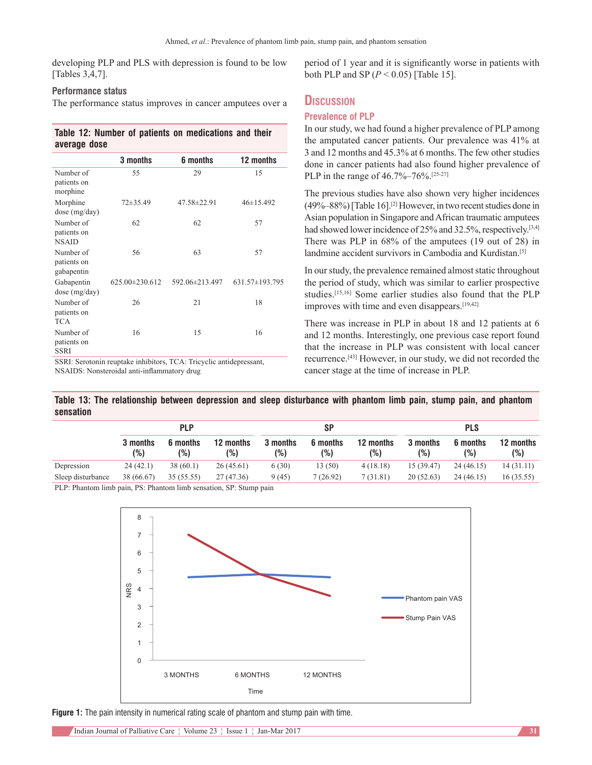developing PLP and PLS with depression is found to be low [Tables 3,4,7].

### Performance status

The performance status improves in cancer amputees over a period of 1 year and it is significantly worse in patients with both PLP and SP ($P < 0.05$) [Table 15].

**Table 12: Number of patients on medications and their average dose**

| | 3 months | 6 months | 12 months |
|---|---|---|---|
| Number of patients on morphine | 55 | 29 | 15 |
| Morphine dose (mg/day) | 72±35.49 | 47.58±22.91 | 46±15.492 |
| Number of patients on NSAID | 62 | 62 | 57 |
| Number of patients on gabapentin | 56 | 63 | 57 |
| Gabapentin dose (mg/day) | 625.00±230.612 | 592.06±213.497 | 631.57±193.795 |
| Number of patients on TCA | 26 | 21 | 18 |
| Number of patients on SSRI | 16 | 15 | 16 |

SSRI: Serotonin reuptake inhibitors, TCA: Tricyclic antidepressant, NSAIDS: Nonsteroidal anti-inflammatory drug

## Discussion

### Prevalence of PLP

In our study, we had found a higher prevalence of PLP among the amputated cancer patients. Our prevalence was 41% at 3 and 12 months and 45.3% at 6 months. The few other studies done in cancer patients had also found higher prevalence of PLP in the range of 46.7%–76%.[25-27]

The previous studies have also shown very higher incidences (49%–88%) [Table 16].[2] However, in two recent studies done in Asian population in Singapore and African traumatic amputees had showed lower incidence of 25% and 32.5%, respectively.[3,4] There was PLP in 68% of the amputees (19 out of 28) in landmine accident survivors in Cambodia and Kurdistan.[5]

In our study, the prevalence remained almost static throughout the period of study, which was similar to earlier prospective studies.[15,16] Some earlier studies also found that the PLP improves with time and even disappears.[19,42]

There was increase in PLP in about 18 and 12 patients at 6 and 12 months. Interestingly, one previous case report found that the increase in PLP was consistent with local cancer recurrence.[43] However, in our study, we did not recorded the cancer stage at the time of increase in PLP.

**Table 13: The relationship between depression and sleep disturbance with phantom limb pain, stump pain, and phantom sensation**

| | PLP | | | SP | | | PLS | | |
|---|---|---|---|---|---|---|---|---|---|
| | 3 months (%) | 6 months (%) | 12 months (%) | 3 months (%) | 6 months (%) | 12 months (%) | 3 months (%) | 6 months (%) | 12 months (%) |
| Depression | 24 (42.1) | 38 (60.1) | 26 (45.61) | 6 (30) | 13 (50) | 4 (18.18) | 15 (39.47) | 24 (46.15) | 14 (31.11) |
| Sleep disturbance | 38 (66.67) | 35 (55.55) | 27 (47.36) | 9 (45) | 7 (26.92) | 7 (31.81) | 20 (52.63) | 24 (46.15) | 16 (35.55) |

PLP: Phantom limb pain, PS: Phantom limb sensation, SP: Stump pain

**Figure 1:** The pain intensity in numerical rating scale of phantom and stump pain with time.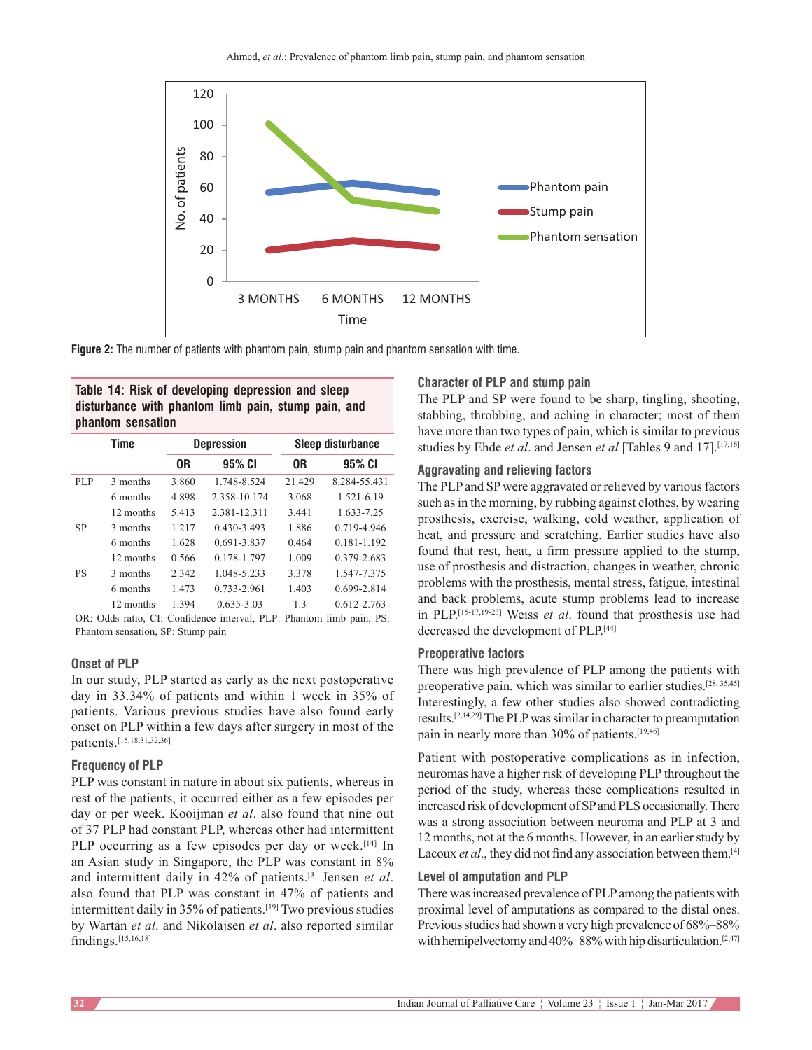Figure 2: The number of patients with phantom pain, stump pain and phantom sensation with time.

**Table 14: Risk of developing depression and sleep disturbance with phantom limb pain, stump pain, and phantom sensation**

| | Time | Depression | | Sleep disturbance | |
|---|---|---|---|---|---|
| | | OR | 95% CI | OR | 95% CI |
| PLP | 3 months | 3.860 | 1.748-8.524 | 21.429 | 8.284-55.431 |
| | 6 months | 4.898 | 2.358-10.174 | 3.068 | 1.521-6.19 |
| | 12 months | 5.413 | 2.381-12.311 | 3.441 | 1.633-7.25 |
| SP | 3 months | 1.217 | 0.430-3.493 | 1.886 | 0.719-4.946 |
| | 6 months | 1.628 | 0.691-3.837 | 0.464 | 0.181-1.192 |
| | 12 months | 0.566 | 0.178-1.797 | 1.009 | 0.379-2.683 |
| PS | 3 months | 2.342 | 1.048-5.233 | 3.378 | 1.547-7.375 |
| | 6 months | 1.473 | 0.733-2.961 | 1.403 | 0.699-2.814 |
| | 12 months | 1.394 | 0.635-3.03 | 1.3 | 0.612-2.763 |

OR: Odds ratio, CI: Confidence interval, PLP: Phantom limb pain, PS: Phantom sensation, SP: Stump pain

### Onset of PLP

In our study, PLP started as early as the next postoperative day in 33.34% of patients and within 1 week in 35% of patients. Various previous studies have also found early onset on PLP within a few days after surgery in most of the patients.[15,18,31,32,36]

### Frequency of PLP

PLP was constant in nature in about six patients, whereas in rest of the patients, it occurred either as a few episodes per day or per week. Kooijman *et al*. also found that nine out of 37 PLP had constant PLP, whereas other had intermittent PLP occurring as a few episodes per day or week.[14] In an Asian study in Singapore, the PLP was constant in 8% and intermittent daily in 42% of patients.[3] Jensen *et al*. also found that PLP was constant in 47% of patients and intermittent daily in 35% of patients.[19] Two previous studies by Wartan *et al*. and Nikolajsen *et al*. also reported similar findings.[15,16,18]

### Character of PLP and stump pain

The PLP and SP were found to be sharp, tingling, shooting, stabbing, throbbing, and aching in character; most of them have more than two types of pain, which is similar to previous studies by Ehde *et al*. and Jensen *et al* [Tables 9 and 17].[17,18]

### Aggravating and relieving factors

The PLP and SP were aggravated or relieved by various factors such as in the morning, by rubbing against clothes, by wearing prosthesis, exercise, walking, cold weather, application of heat, and pressure and scratching. Earlier studies have also found that rest, heat, a firm pressure applied to the stump, use of prosthesis and distraction, changes in weather, chronic problems with the prosthesis, mental stress, fatigue, intestinal and back problems, acute stump problems lead to increase in PLP.[15-17,19-23] Weiss *et al*. found that prosthesis use had decreased the development of PLP.[44]

### Preoperative factors

There was high prevalence of PLP among the patients with preoperative pain, which was similar to earlier studies.[28, 35,45] Interestingly, a few other studies also showed contradicting results.[2,14,29] The PLP was similar in character to preamputation pain in nearly more than 30% of patients.[19,46]

Patient with postoperative complications as in infection, neuromas have a higher risk of developing PLP throughout the period of the study, whereas these complications resulted in increased risk of development of SP and PLS occasionally. There was a strong association between neuroma and PLP at 3 and 12 months, not at the 6 months. However, in an earlier study by Lacoux *et al*., they did not find any association between them.[4]

### Level of amputation and PLP

There was increased prevalence of PLP among the patients with proximal level of amputations as compared to the distal ones. Previous studies had shown a very high prevalence of 68%–88% with hemipelvectomy and 40%–88% with hip disarticulation.[2,47]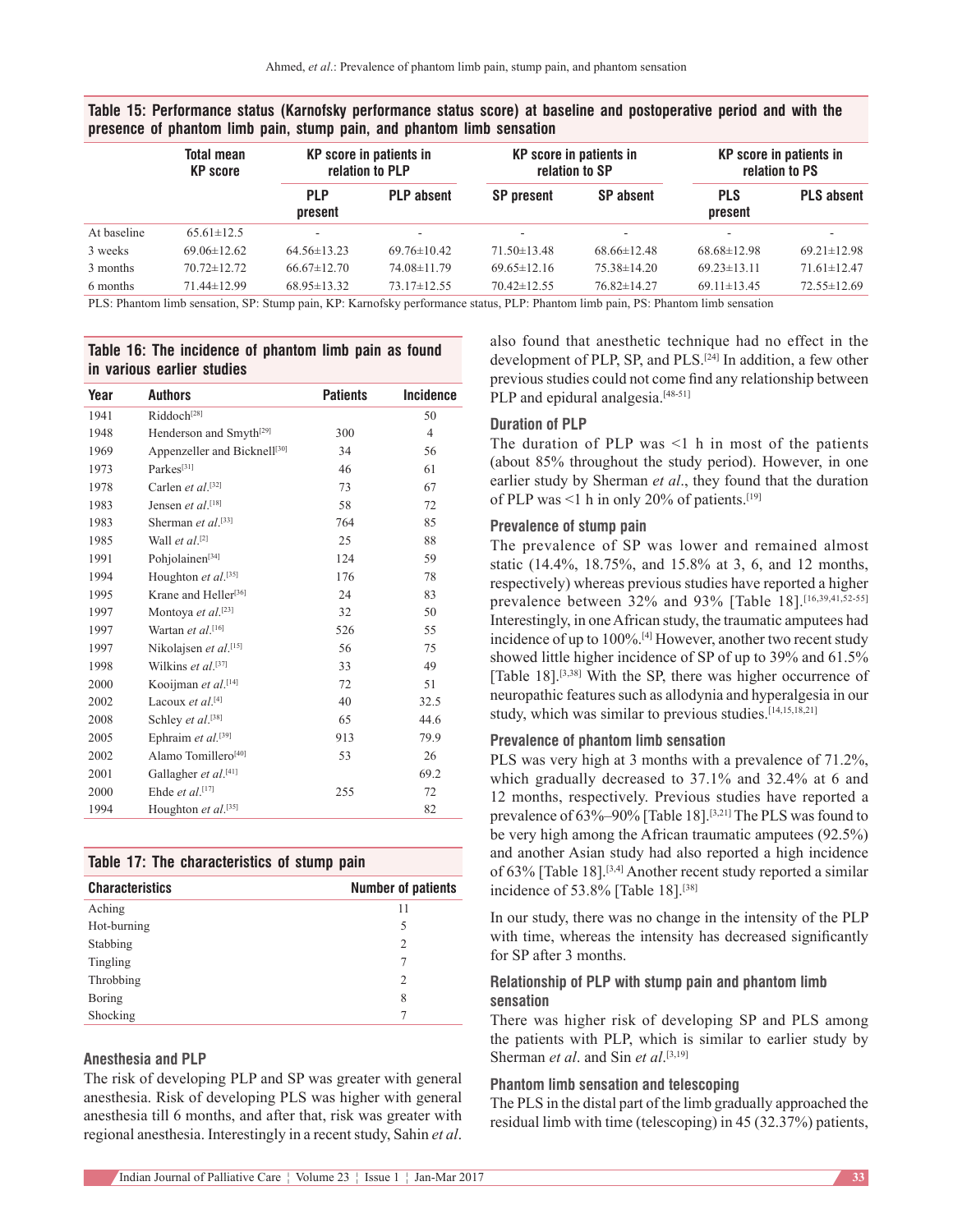**Table 15: Performance status (Karnofsky performance status score) at baseline and postoperative period and with the presence of phantom limb pain, stump pain, and phantom limb sensation**

| | Total mean KP score | KP score in patients in relation to PLP | | KP score in patients in relation to SP | | KP score in patients in relation to PS | |
|---|---|---|---|---|---|---|---|
| | | PLP present | PLP absent | SP present | SP absent | PLS present | PLS absent |
| At baseline | 65.61±12.5 | - | - | - | - | - | - |
| 3 weeks | 69.06±12.62 | 64.56±13.23 | 69.76±10.42 | 71.50±13.48 | 68.66±12.48 | 68.68±12.98 | 69.21±12.98 |
| 3 months | 70.72±12.72 | 66.67±12.70 | 74.08±11.79 | 69.65±12.16 | 75.38±14.20 | 69.23±13.11 | 71.61±12.47 |
| 6 months | 71.44±12.99 | 68.95±13.32 | 73.17±12.55 | 70.42±12.55 | 76.82±14.27 | 69.11±13.45 | 72.55±12.69 |

PLS: Phantom limb sensation, SP: Stump pain, KP: Karnofsky performance status, PLP: Phantom limb pain, PS: Phantom limb sensation

**Table 16: The incidence of phantom limb pain as found in various earlier studies**

| Year | Authors | Patients | Incidence |
|---|---|---|---|
| 1941 | Riddoch[28] | | 50 |
| 1948 | Henderson and Smyth[29] | 300 | 4 |
| 1969 | Appenzeller and Bicknell[30] | 34 | 56 |
| 1973 | Parkes[31] | 46 | 61 |
| 1978 | Carlen *et al*.[32] | 73 | 67 |
| 1983 | Jensen *et al*.[18] | 58 | 72 |
| 1983 | Sherman *et al*.[33] | 764 | 85 |
| 1985 | Wall *et al*.[2] | 25 | 88 |
| 1991 | Pohjolainen[34] | 124 | 59 |
| 1994 | Houghton *et al*.[35] | 176 | 78 |
| 1995 | Krane and Heller[36] | 24 | 83 |
| 1997 | Montoya *et al*.[23] | 32 | 50 |
| 1997 | Wartan *et al*.[16] | 526 | 55 |
| 1997 | Nikolajsen *et al*.[15] | 56 | 75 |
| 1998 | Wilkins *et al*.[37] | 33 | 49 |
| 2000 | Kooijman *et al*.[14] | 72 | 51 |
| 2002 | Lacoux *et al*.[4] | 40 | 32.5 |
| 2008 | Schley *et al*.[38] | 65 | 44.6 |
| 2005 | Ephraim *et al*.[39] | 913 | 79.9 |
| 2002 | Alamo Tomillero[40] | 53 | 26 |
| 2001 | Gallagher *et al*.[41] | | 69.2 |
| 2000 | Ehde *et al*.[17] | 255 | 72 |
| 1994 | Houghton *et al*.[35] | | 82 |

**Table 17: The characteristics of stump pain**

| Characteristics | Number of patients |
|---|---|
| Aching | 11 |
| Hot-burning | 5 |
| Stabbing | 2 |
| Tingling | 7 |
| Throbbing | 2 |
| Boring | 8 |
| Shocking | 7 |

### Anesthesia and PLP

The risk of developing PLP and SP was greater with general anesthesia. Risk of developing PLS was higher with general anesthesia till 6 months, and after that, risk was greater with regional anesthesia. Interestingly in a recent study, Sahin *et al*. also found that anesthetic technique had no effect in the development of PLP, SP, and PLS.[24] In addition, a few other previous studies could not come find any relationship between PLP and epidural analgesia.[48-51]

### Duration of PLP

The duration of PLP was <1 h in most of the patients (about 85% throughout the study period). However, in one earlier study by Sherman *et al*., they found that the duration of PLP was <1 h in only 20% of patients.[19]

### Prevalence of stump pain

The prevalence of SP was lower and remained almost static (14.4%, 18.75%, and 15.8% at 3, 6, and 12 months, respectively) whereas previous studies have reported a higher prevalence between 32% and 93% [Table 18].[16,39,41,52-55] Interestingly, in one African study, the traumatic amputees had incidence of up to 100%.[4] However, another two recent study showed little higher incidence of SP of up to 39% and 61.5% [Table 18].[3,38] With the SP, there was higher occurrence of neuropathic features such as allodynia and hyperalgesia in our study, which was similar to previous studies.[14,15,18,21]

### Prevalence of phantom limb sensation

PLS was very high at 3 months with a prevalence of 71.2%, which gradually decreased to 37.1% and 32.4% at 6 and 12 months, respectively. Previous studies have reported a prevalence of 63%–90% [Table 18].[3,21] The PLS was found to be very high among the African traumatic amputees (92.5%) and another Asian study had also reported a high incidence of 63% [Table 18].[3,4] Another recent study reported a similar incidence of 53.8% [Table 18].[38]

In our study, there was no change in the intensity of the PLP with time, whereas the intensity has decreased significantly for SP after 3 months.

### Relationship of PLP with stump pain and phantom limb sensation

There was higher risk of developing SP and PLS among the patients with PLP, which is similar to earlier study by Sherman *et al*. and Sin *et al*.[3,19]

### Phantom limb sensation and telescoping

The PLS in the distal part of the limb gradually approached the residual limb with time (telescoping) in 45 (32.37%) patients,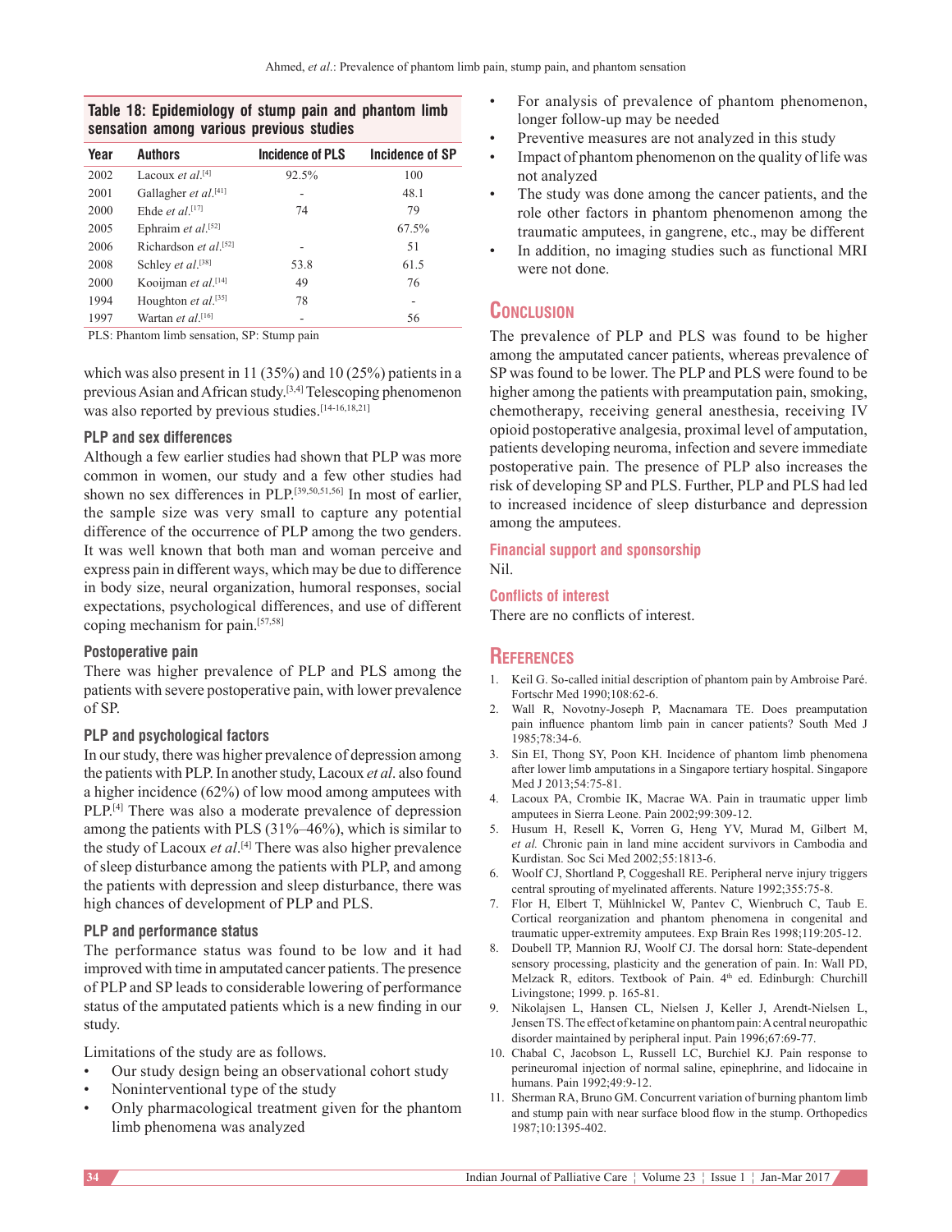**Table 18: Epidemiology of stump pain and phantom limb sensation among various previous studies**

| Year | Authors | Incidence of PLS | Incidence of SP |
|---|---|---|---|
| 2002 | Lacoux *et al.*[4] | 92.5% | 100 |
| 2001 | Gallagher *et al.*[41] | - | 48.1 |
| 2000 | Ehde *et al.*[17] | 74 | 79 |
| 2005 | Ephraim *et al.*[52] | | 67.5% |
| 2006 | Richardson *et al.*[52] | - | 51 |
| 2008 | Schley *et al.*[38] | 53.8 | 61.5 |
| 2000 | Kooijman *et al.*[14] | 49 | 76 |
| 1994 | Houghton *et al.*[35] | 78 | - |
| 1997 | Wartan *et al.*[16] | - | 56 |

PLS: Phantom limb sensation, SP: Stump pain

which was also present in 11 (35%) and 10 (25%) patients in a previous Asian and African study.[3,4] Telescoping phenomenon was also reported by previous studies.[14-16,18,21]

### PLP and sex differences

Although a few earlier studies had shown that PLP was more common in women, our study and a few other studies had shown no sex differences in PLP.[39,50,51,56] In most of earlier, the sample size was very small to capture any potential difference of the occurrence of PLP among the two genders. It was well known that both man and woman perceive and express pain in different ways, which may be due to difference in body size, neural organization, humoral responses, social expectations, psychological differences, and use of different coping mechanism for pain.[57,58]

### Postoperative pain

There was higher prevalence of PLP and PLS among the patients with severe postoperative pain, with lower prevalence of SP.

### PLP and psychological factors

In our study, there was higher prevalence of depression among the patients with PLP. In another study, Lacoux *et al*. also found a higher incidence (62%) of low mood among amputees with PLP.[4] There was also a moderate prevalence of depression among the patients with PLS (31%–46%), which is similar to the study of Lacoux *et al*.[4] There was also higher prevalence of sleep disturbance among the patients with PLP, and among the patients with depression and sleep disturbance, there was high chances of development of PLP and PLS.

### PLP and performance status

The performance status was found to be low and it had improved with time in amputated cancer patients. The presence of PLP and SP leads to considerable lowering of performance status of the amputated patients which is a new finding in our study.

Limitations of the study are as follows.

- Our study design being an observational cohort study
- Noninterventional type of the study
- Only pharmacological treatment given for the phantom limb phenomena was analyzed
- For analysis of prevalence of phantom phenomenon, longer follow-up may be needed
- Preventive measures are not analyzed in this study
- Impact of phantom phenomenon on the quality of life was not analyzed
- The study was done among the cancer patients, and the role other factors in phantom phenomenon among the traumatic amputees, in gangrene, etc., may be different
- In addition, no imaging studies such as functional MRI were not done.

## Conclusion

The prevalence of PLP and PLS was found to be higher among the amputated cancer patients, whereas prevalence of SP was found to be lower. The PLP and PLS were found to be higher among the patients with preamputation pain, smoking, chemotherapy, receiving general anesthesia, receiving IV opioid postoperative analgesia, proximal level of amputation, patients developing neuroma, infection and severe immediate postoperative pain. The presence of PLP also increases the risk of developing SP and PLS. Further, PLP and PLS had led to increased incidence of sleep disturbance and depression among the amputees.

### Financial support and sponsorship

Nil.

### Conflicts of interest

There are no conflicts of interest.

## References

1. Keil G. So-called initial description of phantom pain by Ambroise Paré. Fortschr Med 1990;108:62-6.
2. Wall R, Novotny-Joseph P, Macnamara TE. Does preamputation pain influence phantom limb pain in cancer patients? South Med J 1985;78:34-6.
3. Sin EI, Thong SY, Poon KH. Incidence of phantom limb phenomena after lower limb amputations in a Singapore tertiary hospital. Singapore Med J 2013;54:75-81.
4. Lacoux PA, Crombie IK, Macrae WA. Pain in traumatic upper limb amputees in Sierra Leone. Pain 2002;99:309-12.
5. Husum H, Resell K, Vorren G, Heng YV, Murad M, Gilbert M, *et al.* Chronic pain in land mine accident survivors in Cambodia and Kurdistan. Soc Sci Med 2002;55:1813-6.
6. Woolf CJ, Shortland P, Coggeshall RE. Peripheral nerve injury triggers central sprouting of myelinated afferents. Nature 1992;355:75-8.
7. Flor H, Elbert T, Mühlnickel W, Pantev C, Wienbruch C, Taub E. Cortical reorganization and phantom phenomena in congenital and traumatic upper-extremity amputees. Exp Brain Res 1998;119:205-12.
8. Doubell TP, Mannion RJ, Woolf CJ. The dorsal horn: State-dependent sensory processing, plasticity and the generation of pain. In: Wall PD, Melzack R, editors. Textbook of Pain. 4th ed. Edinburgh: Churchill Livingstone; 1999. p. 165-81.
9. Nikolajsen L, Hansen CL, Nielsen J, Keller J, Arendt-Nielsen L, Jensen TS. The effect of ketamine on phantom pain: A central neuropathic disorder maintained by peripheral input. Pain 1996;67:69-77.
10. Chabal C, Jacobson L, Russell LC, Burchiel KJ. Pain response to perineuromal injection of normal saline, epinephrine, and lidocaine in humans. Pain 1992;49:9-12.
11. Sherman RA, Bruno GM. Concurrent variation of burning phantom limb and stump pain with near surface blood flow in the stump. Orthopedics 1987;10:1395-402.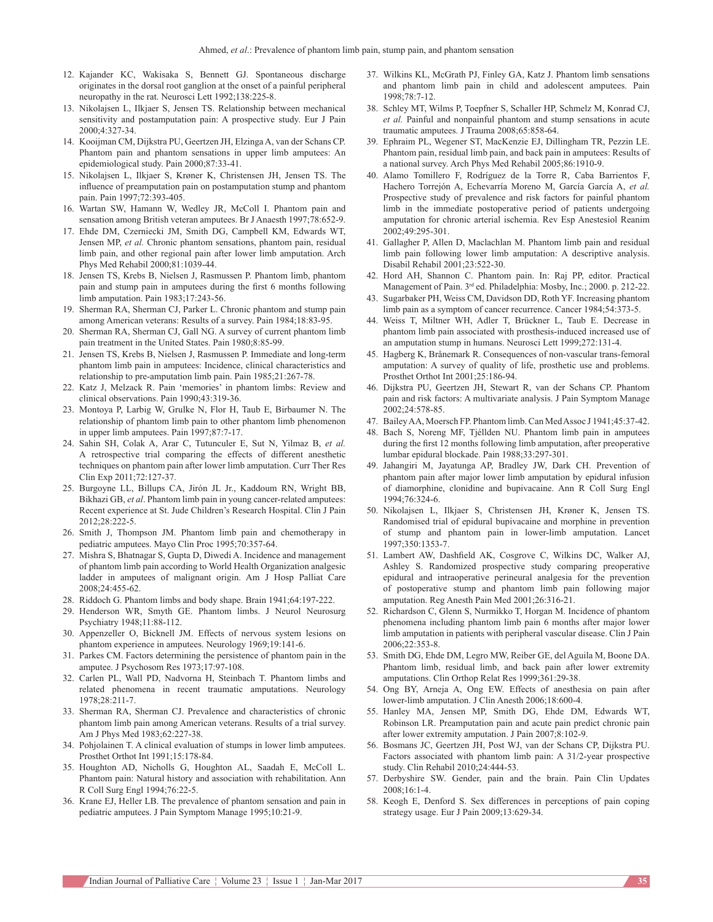12. Kajander KC, Wakisaka S, Bennett GJ. Spontaneous discharge originates in the dorsal root ganglion at the onset of a painful peripheral neuropathy in the rat. Neurosci Lett 1992;138:225-8.
13. Nikolajsen L, Ilkjaer S, Jensen TS. Relationship between mechanical sensitivity and postamputation pain: A prospective study. Eur J Pain 2000;4:327-34.
14. Kooijman CM, Dijkstra PU, Geertzen JH, Elzinga A, van der Schans CP. Phantom pain and phantom sensations in upper limb amputees: An epidemiological study. Pain 2000;87:33-41.
15. Nikolajsen L, Ilkjaer S, Krøner K, Christensen JH, Jensen TS. The influence of preamputation pain on postamputation stump and phantom pain. Pain 1997;72:393-405.
16. Wartan SW, Hamann W, Wedley JR, McColl I. Phantom pain and sensation among British veteran amputees. Br J Anaesth 1997;78:652-9.
17. Ehde DM, Czerniecki JM, Smith DG, Campbell KM, Edwards WT, Jensen MP, *et al.* Chronic phantom sensations, phantom pain, residual limb pain, and other regional pain after lower limb amputation. Arch Phys Med Rehabil 2000;81:1039-44.
18. Jensen TS, Krebs B, Nielsen J, Rasmussen P. Phantom limb, phantom pain and stump pain in amputees during the first 6 months following limb amputation. Pain 1983;17:243-56.
19. Sherman RA, Sherman CJ, Parker L. Chronic phantom and stump pain among American veterans: Results of a survey. Pain 1984;18:83-95.
20. Sherman RA, Sherman CJ, Gall NG. A survey of current phantom limb pain treatment in the United States. Pain 1980;8:85-99.
21. Jensen TS, Krebs B, Nielsen J, Rasmussen P. Immediate and long-term phantom limb pain in amputees: Incidence, clinical characteristics and relationship to pre-amputation limb pain. Pain 1985;21:267-78.
22. Katz J, Melzack R. Pain 'memories' in phantom limbs: Review and clinical observations. Pain 1990;43:319-36.
23. Montoya P, Larbig W, Grulke N, Flor H, Taub E, Birbaumer N. The relationship of phantom limb pain to other phantom limb phenomenon in upper limb amputees. Pain 1997;87:7-17.
24. Sahin SH, Colak A, Arar C, Tutunculer E, Sut N, Yilmaz B, *et al.* A retrospective trial comparing the effects of different anesthetic techniques on phantom pain after lower limb amputation. Curr Ther Res Clin Exp 2011;72:127-37.
25. Burgoyne LL, Billups CA, Jirón JL Jr., Kaddoum RN, Wright BB, Bikhazi GB, *et al*. Phantom limb pain in young cancer-related amputees: Recent experience at St. Jude Children's Research Hospital. Clin J Pain 2012;28:222-5.
26. Smith J, Thompson JM. Phantom limb pain and chemotherapy in pediatric amputees. Mayo Clin Proc 1995;70:357-64.
27. Mishra S, Bhatnagar S, Gupta D, Diwedi A. Incidence and management of phantom limb pain according to World Health Organization analgesic ladder in amputees of malignant origin. Am J Hosp Palliat Care 2008;24:455-62.
28. Riddoch G. Phantom limbs and body shape. Brain 1941;64:197-222.
29. Henderson WR, Smyth GE. Phantom limbs. J Neurol Neurosurg Psychiatry 1948;11:88-112.
30. Appenzeller O, Bicknell JM. Effects of nervous system lesions on phantom experience in amputees. Neurology 1969;19:141-6.
31. Parkes CM. Factors determining the persistence of phantom pain in the amputee. J Psychosom Res 1973;17:97-108.
32. Carlen PL, Wall PD, Nadvorna H, Steinbach T. Phantom limbs and related phenomena in recent traumatic amputations. Neurology 1978;28:211-7.
33. Sherman RA, Sherman CJ. Prevalence and characteristics of chronic phantom limb pain among American veterans. Results of a trial survey. Am J Phys Med 1983;62:227-38.
34. Pohjolainen T. A clinical evaluation of stumps in lower limb amputees. Prosthet Orthot Int 1991;15:178-84.
35. Houghton AD, Nicholls G, Houghton AL, Saadah E, McColl L. Phantom pain: Natural history and association with rehabilitation. Ann R Coll Surg Engl 1994;76:22-5.
36. Krane EJ, Heller LB. The prevalence of phantom sensation and pain in pediatric amputees. J Pain Symptom Manage 1995;10:21-9.
37. Wilkins KL, McGrath PJ, Finley GA, Katz J. Phantom limb sensations and phantom limb pain in child and adolescent amputees. Pain 1998;78:7-12.
38. Schley MT, Wilms P, Toepfner S, Schaller HP, Schmelz M, Konrad CJ, *et al.* Painful and nonpainful phantom and stump sensations in acute traumatic amputees. J Trauma 2008;65:858-64.
39. Ephraim PL, Wegener ST, MacKenzie EJ, Dillingham TR, Pezzin LE. Phantom pain, residual limb pain, and back pain in amputees: Results of a national survey. Arch Phys Med Rehabil 2005;86:1910-9.
40. Alamo Tomillero F, Rodríguez de la Torre R, Caba Barrientos F, Hachero Torrejón A, Echevarría Moreno M, García García A, *et al.* Prospective study of prevalence and risk factors for painful phantom limb in the immediate postoperative period of patients undergoing amputation for chronic arterial ischemia. Rev Esp Anestesiol Reanim 2002;49:295-301.
41. Gallagher P, Allen D, Maclachlan M. Phantom limb pain and residual limb pain following lower limb amputation: A descriptive analysis. Disabil Rehabil 2001;23:522-30.
42. Hord AH, Shannon C. Phantom pain. In: Raj PP, editor. Practical Management of Pain. 3rd ed. Philadelphia: Mosby, Inc.; 2000. p. 212-22.
43. Sugarbaker PH, Weiss CM, Davidson DD, Roth YF. Increasing phantom limb pain as a symptom of cancer recurrence. Cancer 1984;54:373-5.
44. Weiss T, Miltner WH, Adler T, Brückner L, Taub E. Decrease in phantom limb pain associated with prosthesis-induced increased use of an amputation stump in humans. Neurosci Lett 1999;272:131-4.
45. Hagberg K, Brånemark R. Consequences of non-vascular trans-femoral amputation: A survey of quality of life, prosthetic use and problems. Prosthet Orthot Int 2001;25:186-94.
46. Dijkstra PU, Geertzen JH, Stewart R, van der Schans CP. Phantom pain and risk factors: A multivariate analysis. J Pain Symptom Manage 2002;24:578-85.
47. Bailey AA, Moersch FP. Phantom limb. Can Med Assoc J 1941;45:37-42.
48. Bach S, Noreng MF, Tjéllden NU. Phantom limb pain in amputees during the first 12 months following limb amputation, after preoperative lumbar epidural blockade. Pain 1988;33:297-301.
49. Jahangiri M, Jayatunga AP, Bradley JW, Dark CH. Prevention of phantom pain after major lower limb amputation by epidural infusion of diamorphine, clonidine and bupivacaine. Ann R Coll Surg Engl 1994;76:324-6.
50. Nikolajsen L, Ilkjaer S, Christensen JH, Krøner K, Jensen TS. Randomised trial of epidural bupivacaine and morphine in prevention of stump and phantom pain in lower-limb amputation. Lancet 1997;350:1353-7.
51. Lambert AW, Dashfield AK, Cosgrove C, Wilkins DC, Walker AJ, Ashley S. Randomized prospective study comparing preoperative epidural and intraoperative perineural analgesia for the prevention of postoperative stump and phantom limb pain following major amputation. Reg Anesth Pain Med 2001;26:316-21.
52. Richardson C, Glenn S, Nurmikko T, Horgan M. Incidence of phantom phenomena including phantom limb pain 6 months after major lower limb amputation in patients with peripheral vascular disease. Clin J Pain 2006;22:353-8.
53. Smith DG, Ehde DM, Legro MW, Reiber GE, del Aguila M, Boone DA. Phantom limb, residual limb, and back pain after lower extremity amputations. Clin Orthop Relat Res 1999;361:29-38.
54. Ong BY, Arneja A, Ong EW. Effects of anesthesia on pain after lower-limb amputation. J Clin Anesth 2006;18:600-4.
55. Hanley MA, Jensen MP, Smith DG, Ehde DM, Edwards WT, Robinson LR. Preamputation pain and acute pain predict chronic pain after lower extremity amputation. J Pain 2007;8:102-9.
56. Bosmans JC, Geertzen JH, Post WJ, van der Schans CP, Dijkstra PU. Factors associated with phantom limb pain: A 31/2-year prospective study. Clin Rehabil 2010;24:444-53.
57. Derbyshire SW. Gender, pain and the brain. Pain Clin Updates 2008;16:1-4.
58. Keogh E, Denford S. Sex differences in perceptions of pain coping strategy usage. Eur J Pain 2009;13:629-34.